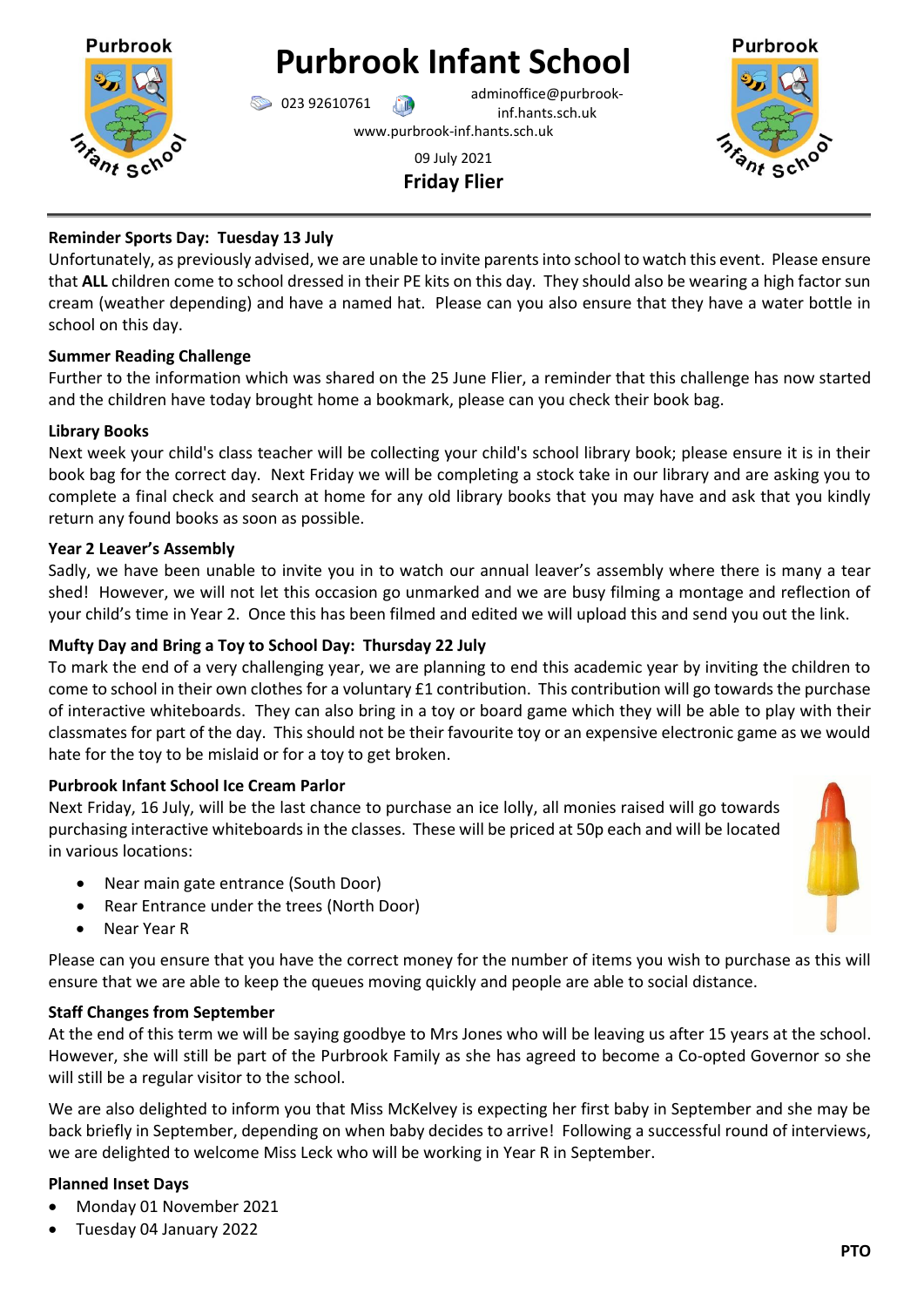# Purbrook Infant School

023 92610761 adminoffice@purbrook-inf.hants.sch.uk
www.purbrook-inf.hants.sch.uk

09 July 2021

**Friday Flier**

### Reminder Sports Day: Tuesday 13 July

Unfortunately, as previously advised, we are unable to invite parents into school to watch this event. Please ensure that **ALL** children come to school dressed in their PE kits on this day. They should also be wearing a high factor sun cream (weather depending) and have a named hat. Please can you also ensure that they have a water bottle in school on this day.

### Summer Reading Challenge

Further to the information which was shared on the 25 June Flier, a reminder that this challenge has now started and the children have today brought home a bookmark, please can you check their book bag.

### Library Books

Next week your child's class teacher will be collecting your child's school library book; please ensure it is in their book bag for the correct day. Next Friday we will be completing a stock take in our library and are asking you to complete a final check and search at home for any old library books that you may have and ask that you kindly return any found books as soon as possible.

### Year 2 Leaver's Assembly

Sadly, we have been unable to invite you in to watch our annual leaver's assembly where there is many a tear shed! However, we will not let this occasion go unmarked and we are busy filming a montage and reflection of your child's time in Year 2. Once this has been filmed and edited we will upload this and send you out the link.

### Mufty Day and Bring a Toy to School Day: Thursday 22 July

To mark the end of a very challenging year, we are planning to end this academic year by inviting the children to come to school in their own clothes for a voluntary £1 contribution. This contribution will go towards the purchase of interactive whiteboards. They can also bring in a toy or board game which they will be able to play with their classmates for part of the day. This should not be their favourite toy or an expensive electronic game as we would hate for the toy to be mislaid or for a toy to get broken.

### Purbrook Infant School Ice Cream Parlor

Next Friday, 16 July, will be the last chance to purchase an ice lolly, all monies raised will go towards purchasing interactive whiteboards in the classes. These will be priced at 50p each and will be located in various locations:

- Near main gate entrance (South Door)
- Rear Entrance under the trees (North Door)
- Near Year R

Please can you ensure that you have the correct money for the number of items you wish to purchase as this will ensure that we are able to keep the queues moving quickly and people are able to social distance.

### Staff Changes from September

At the end of this term we will be saying goodbye to Mrs Jones who will be leaving us after 15 years at the school. However, she will still be part of the Purbrook Family as she has agreed to become a Co-opted Governor so she will still be a regular visitor to the school.

We are also delighted to inform you that Miss McKelvey is expecting her first baby in September and she may be back briefly in September, depending on when baby decides to arrive! Following a successful round of interviews, we are delighted to welcome Miss Leck who will be working in Year R in September.

### Planned Inset Days

- Monday 01 November 2021
- Tuesday 04 January 2022

**PTO**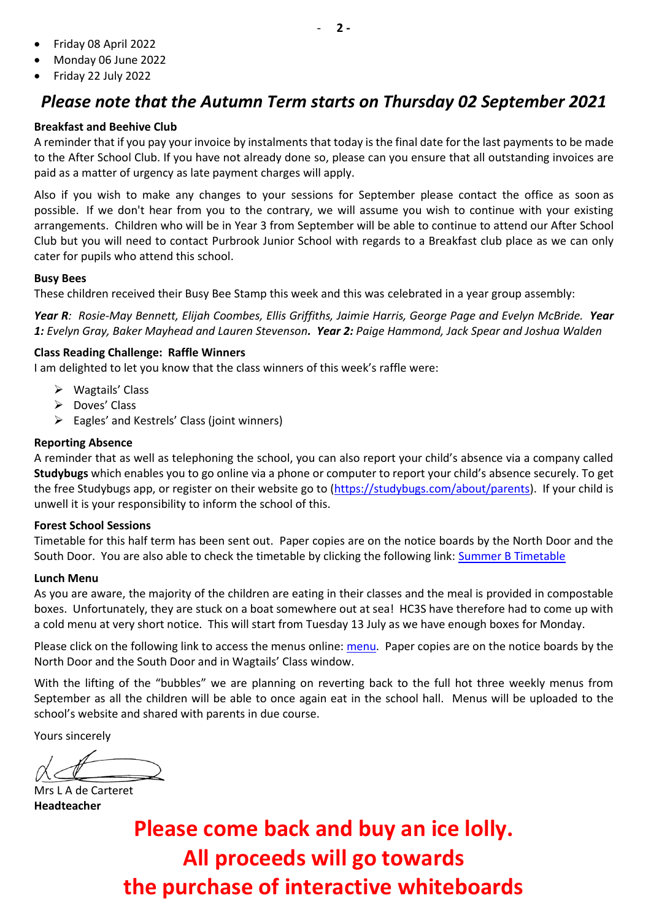- Friday 08 April 2022
- Monday 06 June 2022
- Friday 22 July 2022

## *Please note that the Autumn Term starts on Thursday 02 September 2021*

**Breakfast and Beehive Club**

A reminder that if you pay your invoice by instalments that today is the final date for the last payments to be made to the After School Club. If you have not already done so, please can you ensure that all outstanding invoices are paid as a matter of urgency as late payment charges will apply.

Also if you wish to make any changes to your sessions for September please contact the office as soon as possible. If we don't hear from you to the contrary, we will assume you wish to continue with your existing arrangements. Children who will be in Year 3 from September will be able to continue to attend our After School Club but you will need to contact Purbrook Junior School with regards to a Breakfast club place as we can only cater for pupils who attend this school.

**Busy Bees**

These children received their Busy Bee Stamp this week and this was celebrated in a year group assembly:

***Year R**: Rosie-May Bennett, Elijah Coombes, Ellis Griffiths, Jaimie Harris, George Page and Evelyn McBride.* ***Year 1:** Evelyn Gray, Baker Mayhead and Lauren Stevenson.* ***Year 2:** Paige Hammond, Jack Spear and Joshua Walden*

**Class Reading Challenge: Raffle Winners**

I am delighted to let you know that the class winners of this week's raffle were:

- Wagtails' Class
- Doves' Class
- Eagles' and Kestrels' Class (joint winners)

**Reporting Absence**

A reminder that as well as telephoning the school, you can also report your child's absence via a company called **Studybugs** which enables you to go online via a phone or computer to report your child's absence securely. To get the free Studybugs app, or register on their website go to (https://studybugs.com/about/parents). If your child is unwell it is your responsibility to inform the school of this.

**Forest School Sessions**

Timetable for this half term has been sent out. Paper copies are on the notice boards by the North Door and the South Door. You are also able to check the timetable by clicking the following link: Summer B Timetable

**Lunch Menu**

As you are aware, the majority of the children are eating in their classes and the meal is provided in compostable boxes. Unfortunately, they are stuck on a boat somewhere out at sea! HC3S have therefore had to come up with a cold menu at very short notice. This will start from Tuesday 13 July as we have enough boxes for Monday.

Please click on the following link to access the menus online: menu. Paper copies are on the notice boards by the North Door and the South Door and in Wagtails' Class window.

With the lifting of the "bubbles" we are planning on reverting back to the full hot three weekly menus from September as all the children will be able to once again eat in the school hall. Menus will be uploaded to the school's website and shared with parents in due course.

Yours sincerely

Mrs L A de Carteret
**Headteacher**

**Please come back and buy an ice lolly.**
**All proceeds will go towards**
**the purchase of interactive whiteboards**